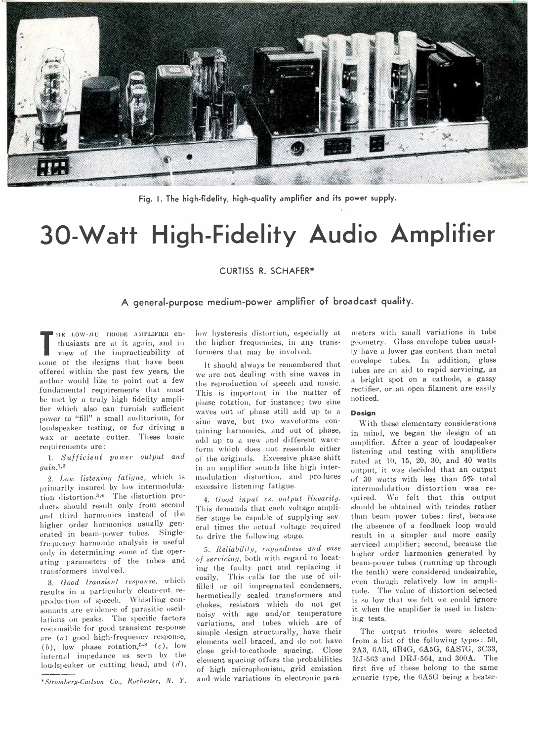Fig. 1. The high-fidelity, high-quality amplifier and its power supply.

# 30-Watt High-Fidelity Audio Amplifier

CURTISS R. SCHAFER*

### A general-purpose medium-power amplifier of broadcast quality.

THE LOW-MU TRIODE AMPLIFIER enthusiasts are at it again, and in view of the impracticability of some of the designs that have been offered within the past few years, the author would like to point out a few fundamental requirements that must be met by a truly high fidelity amplifier which also can furnish sufficient power to "fill" a small auditorium, for loudspeaker testing, or for driving a wax or acetate cutter. These basic requirements are:

1. *Sufficient power output and gain.*[1,2]

2. *Low listening fatigue,* which is primarily insured by low intermodulation distortion.[3,4] The distortion products should result only from second and third harmonics instead of the higher order harmonics usually generated in beam-power tubes. Single-frequency harmonic analysis is useful only in determining some of the operating parameters of the tubes and transformers involved.

3. *Good transient response,* which results in a particularly clean-cut reproduction of speech. Whistling consonants are evidence of parasitic oscillations on peaks. The specific factors responsible for good transient response are (*a*) good high-frequency response, (*b*), low phase rotation,[5-8] (*c*), low internal impedance as seen by the loudspeaker or cutting head, and (*d*), low hysteresis distortion, especially at the higher frequencies, in any transformers that may be involved.

It should always be remembered that we are not dealing with sine waves in the reproduction of speech and music. This is important in the matter of phase rotation, for instance; two sine waves out of phase still add up to a sine wave, but two waveforms containing harmonics, and out of phase, add up to a new and different waveform which does not resemble either of the originals. Excessive phase shift in an amplifier sounds like high intermodulation distortion, and produces excessive listening fatigue.

4. *Good input vs. output linearity.* This demands that each voltage amplifier stage be capable of supplying several times the actual voltage required to drive the following stage.

5. *Reliability, ruggedness and ease of servicing,* both with regard to locating the faulty part and replacing it easily. This calls for the use of oil-filled or oil impregnated condensers, hermetically sealed transformers and chokes, resistors which do not get noisy with age and/or temperature variations, and tubes which are of simple design structurally, have their elements well braced, and do not have close grid-to-cathode spacing. Close element spacing offers the probabilities of high microphonism, grid emission and wide variations in electronic parameters with small variations in tube geometry. Glass envelope tubes usually have a lower gas content than metal envelope tubes. In addition, glass tubes are an aid to rapid servicing, as a bright spot on a cathode, a gassy rectifier, or an open filament are easily noticed.

#### Design

With these elementary considerations in mind, we began the design of an amplifier. After a year of loudspeaker listening and testing with amplifiers rated at 10, 15, 20, 30, and 40 watts output, it was decided that an output of 30 watts with less than 5% total intermodulation distortion was required. We felt that this output should be obtained with triodes rather than beam power tubes: first, because the absence of a feedback loop would result in a simpler and more easily serviced amplifier; second, because the higher order harmonics generated by beam-power tubes (running up through the tenth) were considered undesirable, even though relatively low in amplitude. The value of distortion selected is so low that we felt we could ignore it when the amplifier is used in listening tests.

The output triodes were selected from a list of the following types: 50, 2A3, 6A3, 6B4G, 6A5G, 6AS7G, 3C33, RJ-563 and DRJ-564, and 300A. The first five of these belong to the same generic type, the 6A5G being a heater-

*Stromberg-Carlson Co., Rochester, N. Y.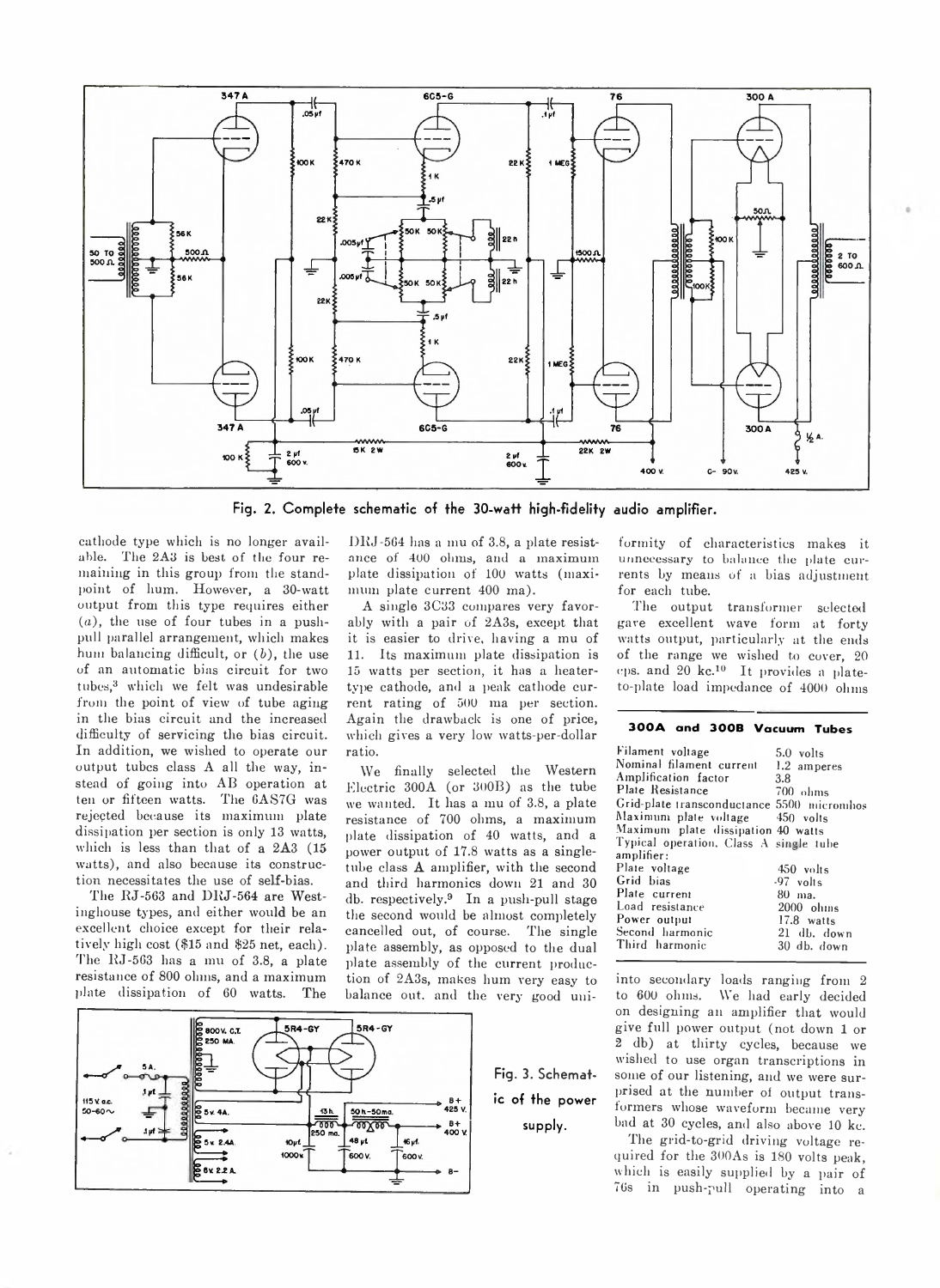Fig. 2. Complete schematic of the 30-watt high-fidelity audio amplifier.

cathode type which is no longer available. The 2A3 is best of the four remaining in this group from the standpoint of hum. However, a 30-watt output from this type requires either (*a*), the use of four tubes in a push-pull parallel arrangement, which makes hum balancing difficult, or (*b*), the use of an automatic bias circuit for two tubes,[3] which we felt was undesirable from the point of view of tube aging in the bias circuit and the increased difficulty of servicing the bias circuit. In addition, we wished to operate our output tubes class A all the way, instead of going into AB operation at ten or fifteen watts. The 6AS7G was rejected because its maximum plate dissipation per section is only 13 watts, which is less than that of a 2A3 (15 watts), and also because its construction necessitates the use of self-bias.

The RJ-563 and DRJ-564 are Westinghouse types, and either would be an excellent choice except for their relatively high cost ($15 and $25 net, each). The RJ-563 has a mu of 3.8, a plate resistance of 800 ohms, and a maximum plate dissipation of 60 watts. The DRJ-564 has a mu of 3.8, a plate resistance of 400 ohms, and a maximum plate dissipation of 100 watts (maximum plate current 400 ma).

A single 3C33 compares very favorably with a pair of 2A3s, except that it is easier to drive, having a mu of 11. Its maximum plate dissipation is 15 watts per section, it has a heater-type cathode, and a peak cathode current rating of 500 ma per section. Again the drawback is one of price, which gives a very low watts-per-dollar ratio.

We finally selected the Western Electric 300A (or 300B) as the tube we wanted. It has a mu of 3.8, a plate resistance of 700 ohms, a maximum plate dissipation of 40 watts, and a power output of 17.8 watts as a single-tube class A amplifier, with the second and third harmonics down 21 and 30 db. respectively.[9] In a push-pull stage the second would be almost completely cancelled out, of course. The single plate assembly, as opposed to the dual plate assembly of the current production of 2A3s, makes hum very easy to balance out, and the very good uniformity of characteristics makes it unnecessary to balance the plate currents by means of a bias adjustment for each tube.

The output transformer selected gave excellent wave form at forty watts output, particularly at the ends of the range we wished to cover, 20 cps. and 20 kc.[10] It provides a plate-to-plate load impedance of 4000 ohms into secondary loads ranging from 2 to 600 ohms. We had early decided on designing an amplifier that would give full power output (not down 1 or 2 db) at thirty cycles, because we wished to use organ transcriptions in some of our listening, and we were surprised at the number of output transformers whose waveform became very bad at 30 cycles, and also above 10 kc.

The grid-to-grid driving voltage required for the 300As is 180 volts peak, which is easily supplied by a pair of 76s in push-pull operating into a

**300A and 300B Vacuum Tubes**

| | |
|---|---|
| Filament voltage | 5.0 volts |
| Nominal filament current | 1.2 amperes |
| Amplification factor | 3.8 |
| Plate Resistance | 700 ohms |
| Grid-plate transconductance | 5500 micromhos |
| Maximum plate voltage | 450 volts |
| Maximum plate dissipation | 40 watts |
| Typical operation, Class A single tube amplifier: | |
| Plate voltage | 450 volts |
| Grid bias | -97 volts |
| Plate current | 80 ma. |
| Load resistance | 2000 ohms |
| Power output | 17.8 watts |
| Second harmonic | 21 db. down |
| Third harmonic | 30 db. down |

Fig. 3. Schematic of the power supply.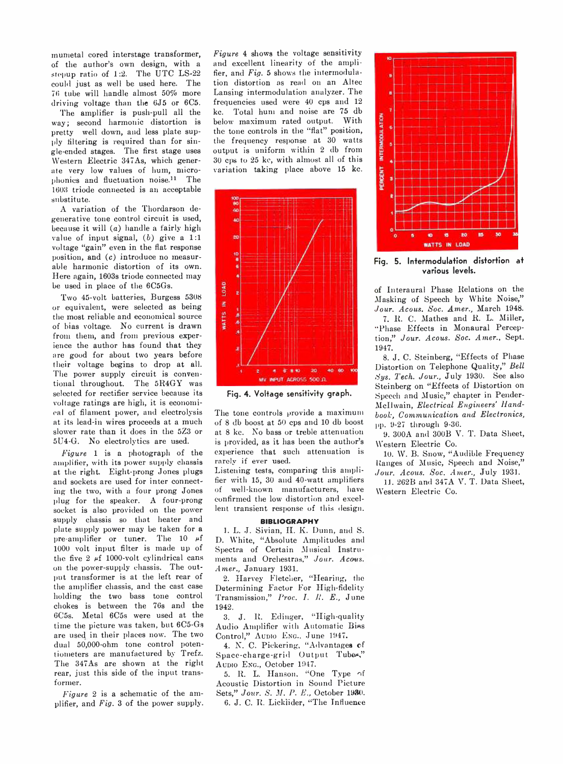mumetal cored interstage transformer, of the author's own design, with a stepup ratio of 1:2. The UTC LS-22 could just as well be used here. The 76 tube will handle almost 50% more driving voltage than the 6J5 or 6C5.

The amplifier is push-pull all the way; second harmonic distortion is pretty well down, and less plate supply filtering is required than for single-ended stages. The first stage uses Western Electric 347As, which generate very low values of hum, microphonics and fluctuation noise.[11] The 1603 triode connected is an acceptable substitute.

A variation of the Thordarson degenerative tone control circuit is used, because it will (*a*) handle a fairly high value of input signal, (*b*) give a 1:1 voltage "gain" even in the flat response position, and (*c*) introduce no measurable harmonic distortion of its own. Here again, 1603s triode connected may be used in place of the 6C5Gs.

Two 45-volt batteries, Burgess 5308 or equivalent, were selected as being the most reliable and economical source of bias voltage. No current is drawn from them, and from previous experience the author has found that they are good for about two years before their voltage begins to drop at all. The power supply circuit is conventional throughout. The 5R4GY was selected for rectifier service because its voltage ratings are high, it is economical of filament power, and electrolysis at its lead-in wires proceeds at a much slower rate than it does in the 5Z3 or 5U4-G. No electrolytics are used.

*Figure* 1 is a photograph of the amplifier, with its power supply chassis at the right. Eight-prong Jones plugs and sockets are used for inter connecting the two, with a four prong Jones plug for the speaker. A four-prong socket is also provided on the power supply chassis so that heater and plate supply power may be taken for a pre-amplifier or tuner. The 10 μf 1000 volt input filter is made up of the five 2 μf 1000-volt cylindrical cans on the power-supply chassis. The output transformer is at the left rear of the amplifier chassis, and the cast case holding the two bass tone control chokes is between the 76s and the 6C5s. Metal 6C5s were used at the time the picture was taken, but 6C5-Gs are used in their places now. The two dual 50,000-ohm tone control potentiometers are manufactured by Trefz. The 347As are shown at the right rear, just this side of the input transformer.

*Figure* 2 is a schematic of the amplifier, and *Fig.* 3 of the power supply.

*Figure* 4 shows the voltage sensitivity and excellent linearity of the amplifier, and *Fig.* 5 shows the intermodulation distortion as read on an Altec Lansing intermodulation analyzer. The frequencies used were 40 cps and 12 kc. Total hum and noise are 75 db below maximum rated output. With the tone controls in the "flat" position, the frequency response at 30 watts output is uniform within 2 db from 30 cps to 25 kc, with almost all of this variation taking place above 15 kc.

WATTS IN LOAD
100 80 60 40 20 10 8 6 4 2 1 .8 .6 .4 .2 .1
1 2 4 6 8 10 20 40 60 100
MV INPUT ACROSS 500 Ω

Fig. 4. Voltage sensitivity graph.

The tone controls provide a maximum of 8 db boost at 50 cps and 10 db boost at 8 kc. No bass or treble attenuation is provided, as it has been the author's experience that such attenuation is rarely if ever used.

Listening tests, comparing this amplifier with 15, 30 and 40-watt amplifiers of well-known manufacturers, have confirmed the low distortion and excellent transient response of this design.

PERCENT INTERMODULATION
10 9 8 7 6 5 4 3 2 1 0
0 5 10 15 20 25 30 35
WATTS IN LOAD

Fig. 5. Intermodulation distortion at various levels.

### BIBLIOGRAPHY

1. L. J. Sivian, H. K. Dunn, and S. D. White, "Absolute Amplitudes and Spectra of Certain Musical Instruments and Orchestras," *Jour. Acous. Amer.*, January 1931.

2. Harvey Fletcher, "Hearing, the Determining Factor For High-fidelity Transmission," *Proc. I. R. E.*, June 1942.

3. J. R. Edinger, "High-quality Audio Amplifier with Automatic Bias Control," Audio Eng., June 1947.

4. N. C. Pickering, "Advantages of Space-charge-grid Output Tubes," Audio Eng., October 1947.

5. R. L. Hanson, "One Type of Acoustic Distortion in Sound Picture Sets," *Jour. S. M. P. E.*, October 1930.

6. J. C. R. Licklider, "The Influence of Interaural Phase Relations on the Masking of Speech by White Noise," *Jour. Acous. Soc. Amer.*, March 1948.

7. R. C. Mathes and R. L. Miller, "Phase Effects in Monaural Perception," *Jour. Acous. Soc. Amer.*, Sept. 1947.

8. J. C. Steinberg, "Effects of Phase Distortion on Telephone Quality," *Bell Sys. Tech. Jour.*, July 1930. See also Steinberg on "Effects of Distortion on Speech and Music," chapter in Pender-McIlwain, *Electrical Engineers' Handbook, Communication and Electronics*, pp. 9-27 through 9-36.

9. 300A and 300B V. T. Data Sheet, Western Electric Co.

10. W. B. Snow, "Audible Frequency Ranges of Music, Speech and Noise," *Jour. Acous. Soc. Amer.*, July 1931.

11. 262B and 347A V. T. Data Sheet, Western Electric Co.